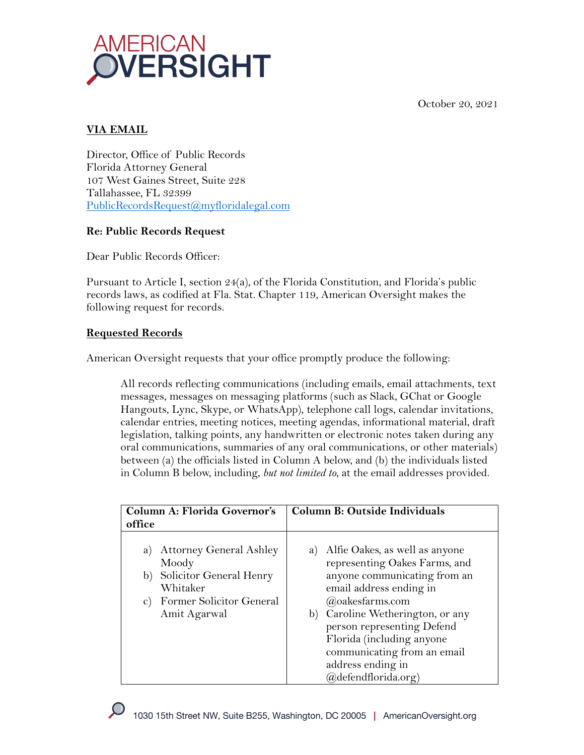October 20, 2021

**VIA EMAIL**

Director, Office of Public Records
Florida Attorney General
107 West Gaines Street, Suite 228
Tallahassee, FL 32399
PublicRecordsRequest@myfloridalegal.com

**Re: Public Records Request**

Dear Public Records Officer:

Pursuant to Article I, section 24(a), of the Florida Constitution, and Florida's public records laws, as codified at Fla. Stat. Chapter 119, American Oversight makes the following request for records.

**Requested Records**

American Oversight requests that your office promptly produce the following:

> All records reflecting communications (including emails, email attachments, text messages, messages on messaging platforms (such as Slack, GChat or Google Hangouts, Lync, Skype, or WhatsApp), telephone call logs, calendar invitations, calendar entries, meeting notices, meeting agendas, informational material, draft legislation, talking points, any handwritten or electronic notes taken during any oral communications, summaries of any oral communications, or other materials) between (a) the officials listed in Column A below, and (b) the individuals listed in Column B below, including, *but not limited to*, at the email addresses provided.

| Column A: Florida Governor's office | Column B: Outside Individuals |
|---|---|
| a) Attorney General Ashley Moody<br>b) Solicitor General Henry Whitaker<br>c) Former Solicitor General Amit Agarwal | a) Alfie Oakes, as well as anyone representing Oakes Farms, and anyone communicating from an email address ending in @oakesfarms.com<br>b) Caroline Wetherington, or any person representing Defend Florida (including anyone communicating from an email address ending in @defendflorida.org) |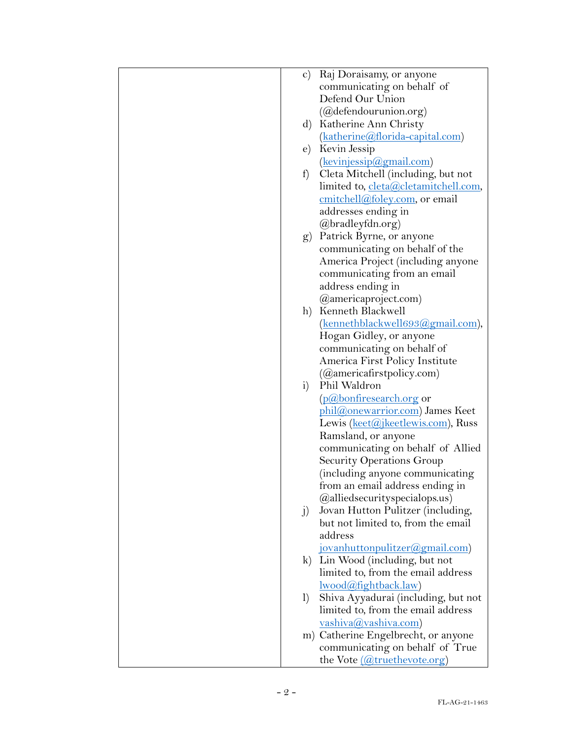| | |
|---|---|
| | c) Raj Doraisamy, or anyone communicating on behalf of Defend Our Union (@defendourunion.org)<br>d) Katherine Ann Christy (katherine@florida-capital.com)<br>e) Kevin Jessip (kevinjessip@gmail.com)<br>f) Cleta Mitchell (including, but not limited to, cleta@cletamitchell.com, cmitchell@foley.com, or email addresses ending in @bradleyfdn.org)<br>g) Patrick Byrne, or anyone communicating on behalf of the America Project (including anyone communicating from an email address ending in @americaproject.com)<br>h) Kenneth Blackwell (kennethblackwell693@gmail.com), Hogan Gidley, or anyone communicating on behalf of America First Policy Institute (@americafirstpolicy.com)<br>i) Phil Waldron (p@bonfiresearch.org or phil@onewarrior.com) James Keet Lewis (keet@jkeetlewis.com), Russ Ramsland, or anyone communicating on behalf of Allied Security Operations Group (including anyone communicating from an email address ending in @alliedsecurityspecialops.us)<br>j) Jovan Hutton Pulitzer (including, but not limited to, from the email address jovanhuttonpulitzer@gmail.com)<br>k) Lin Wood (including, but not limited to, from the email address lwood@fightback.law)<br>l) Shiva Ayyadurai (including, but not limited to, from the email address vashiva@vashiva.com)<br>m) Catherine Engelbrecht, or anyone communicating on behalf of True the Vote (@truethevote.org) |

FL-AG-21-1463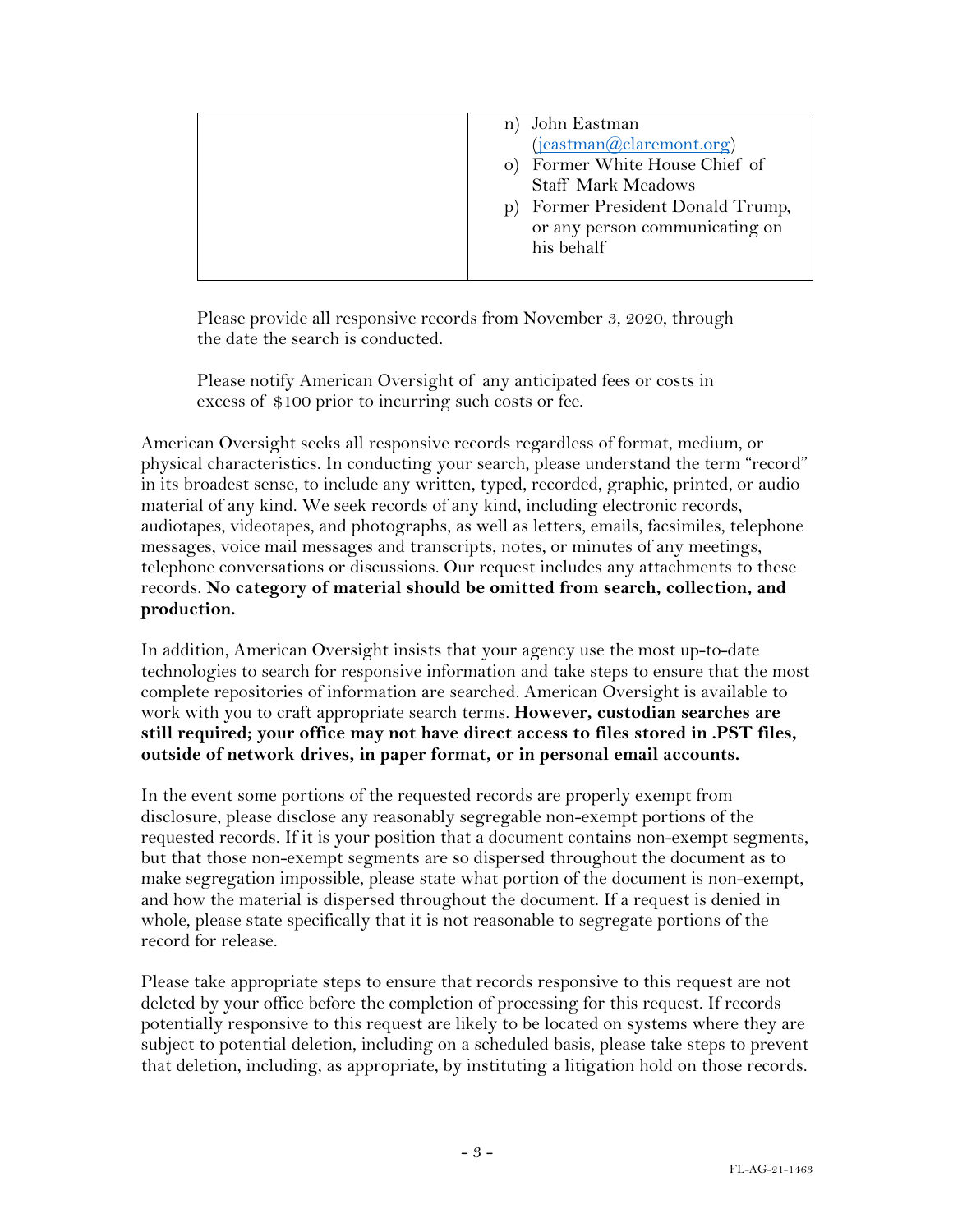| | n) John Eastman (jeastman@claremont.org)<br>o) Former White House Chief of Staff Mark Meadows<br>p) Former President Donald Trump, or any person communicating on his behalf |
|---|---|

Please provide all responsive records from November 3, 2020, through the date the search is conducted.

Please notify American Oversight of any anticipated fees or costs in excess of $100 prior to incurring such costs or fee.

American Oversight seeks all responsive records regardless of format, medium, or physical characteristics. In conducting your search, please understand the term "record" in its broadest sense, to include any written, typed, recorded, graphic, printed, or audio material of any kind. We seek records of any kind, including electronic records, audiotapes, videotapes, and photographs, as well as letters, emails, facsimiles, telephone messages, voice mail messages and transcripts, notes, or minutes of any meetings, telephone conversations or discussions. Our request includes any attachments to these records. **No category of material should be omitted from search, collection, and production.**

In addition, American Oversight insists that your agency use the most up-to-date technologies to search for responsive information and take steps to ensure that the most complete repositories of information are searched. American Oversight is available to work with you to craft appropriate search terms. **However, custodian searches are still required; your office may not have direct access to files stored in .PST files, outside of network drives, in paper format, or in personal email accounts.**

In the event some portions of the requested records are properly exempt from disclosure, please disclose any reasonably segregable non-exempt portions of the requested records. If it is your position that a document contains non-exempt segments, but that those non-exempt segments are so dispersed throughout the document as to make segregation impossible, please state what portion of the document is non-exempt, and how the material is dispersed throughout the document. If a request is denied in whole, please state specifically that it is not reasonable to segregate portions of the record for release.

Please take appropriate steps to ensure that records responsive to this request are not deleted by your office before the completion of processing for this request. If records potentially responsive to this request are likely to be located on systems where they are subject to potential deletion, including on a scheduled basis, please take steps to prevent that deletion, including, as appropriate, by instituting a litigation hold on those records.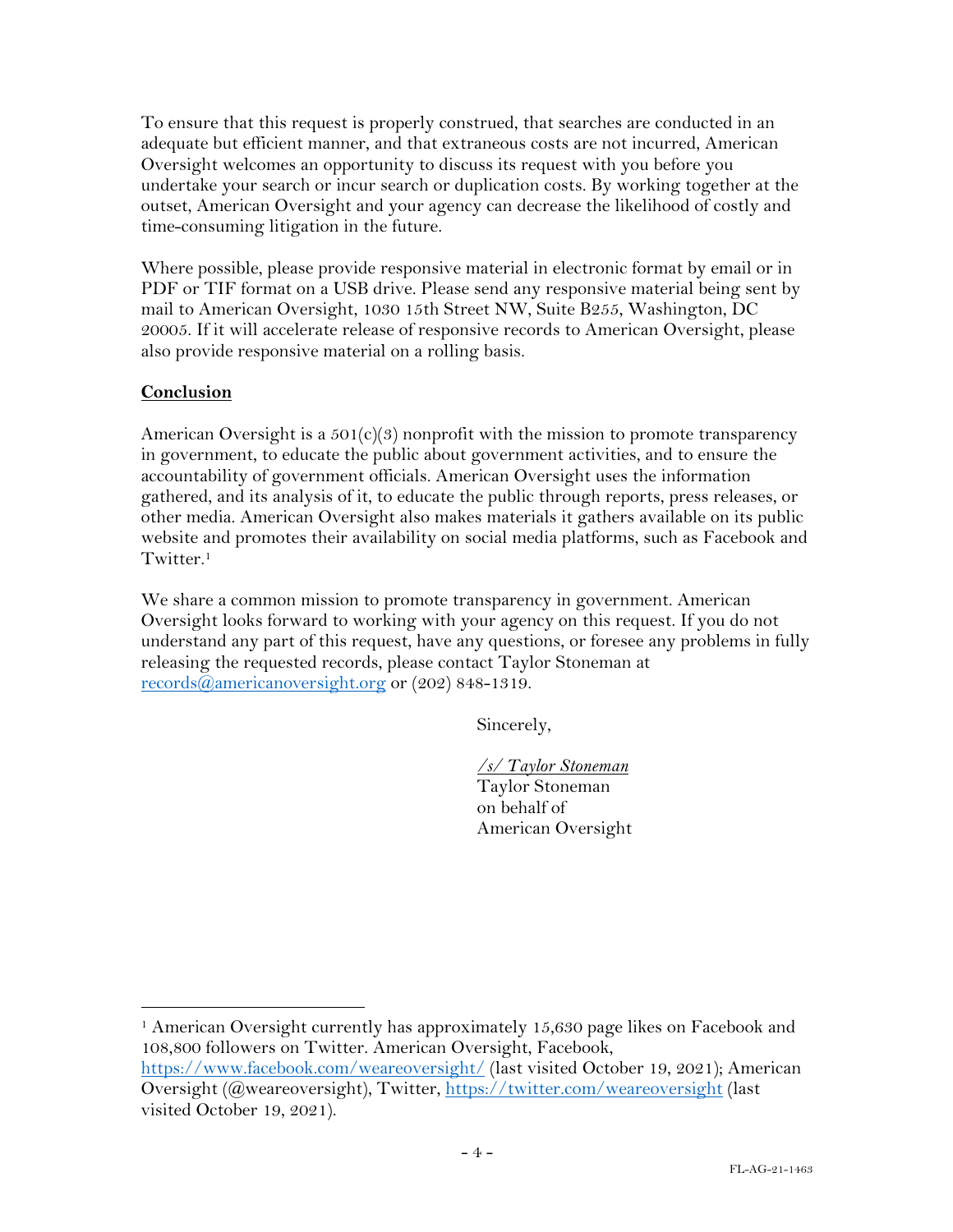To ensure that this request is properly construed, that searches are conducted in an adequate but efficient manner, and that extraneous costs are not incurred, American Oversight welcomes an opportunity to discuss its request with you before you undertake your search or incur search or duplication costs. By working together at the outset, American Oversight and your agency can decrease the likelihood of costly and time-consuming litigation in the future.

Where possible, please provide responsive material in electronic format by email or in PDF or TIF format on a USB drive. Please send any responsive material being sent by mail to American Oversight, 1030 15th Street NW, Suite B255, Washington, DC 20005. If it will accelerate release of responsive records to American Oversight, please also provide responsive material on a rolling basis.

## Conclusion

American Oversight is a 501(c)(3) nonprofit with the mission to promote transparency in government, to educate the public about government activities, and to ensure the accountability of government officials. American Oversight uses the information gathered, and its analysis of it, to educate the public through reports, press releases, or other media. American Oversight also makes materials it gathers available on its public website and promotes their availability on social media platforms, such as Facebook and Twitter.[1]

We share a common mission to promote transparency in government. American Oversight looks forward to working with your agency on this request. If you do not understand any part of this request, have any questions, or foresee any problems in fully releasing the requested records, please contact Taylor Stoneman at records@americanoversight.org or (202) 848-1319.

Sincerely,

*/s/ Taylor Stoneman*
Taylor Stoneman
on behalf of
American Oversight

[1] American Oversight currently has approximately 15,630 page likes on Facebook and 108,800 followers on Twitter. American Oversight, Facebook, https://www.facebook.com/weareoversight/ (last visited October 19, 2021); American Oversight (@weareoversight), Twitter, https://twitter.com/weareoversight (last visited October 19, 2021).

FL-AG-21-1463